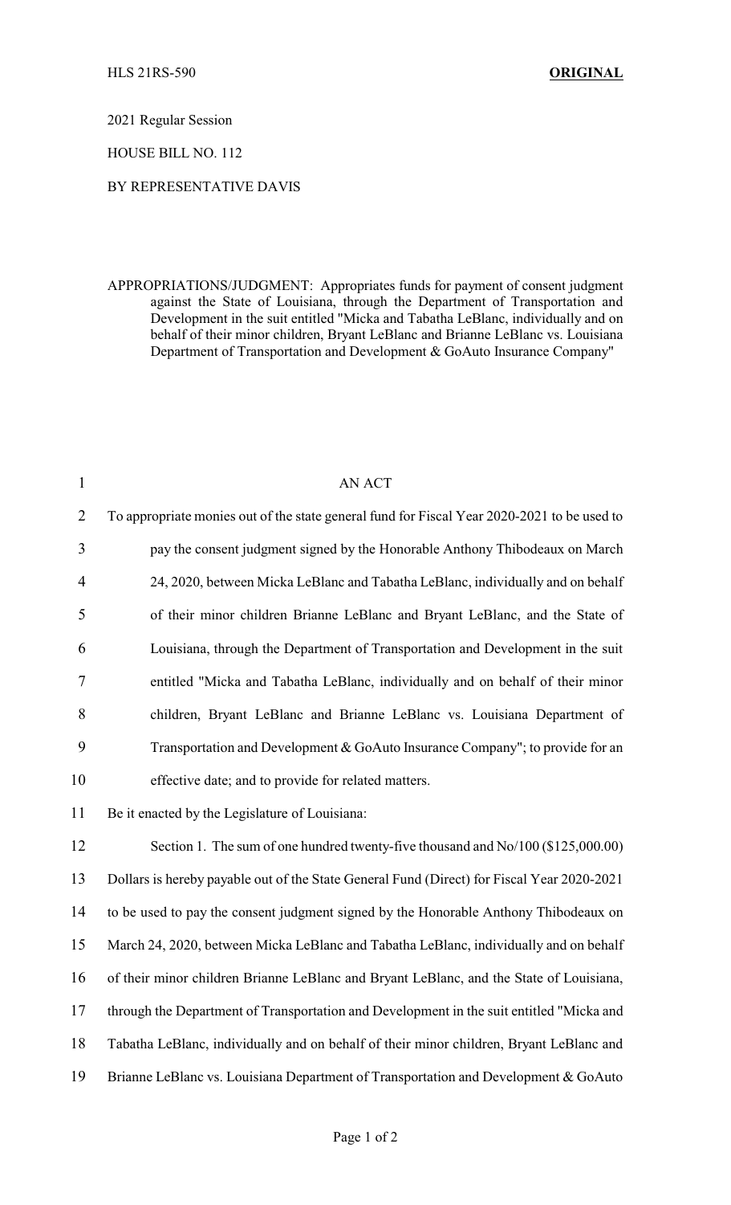HLS 21RS-590 **ORIGINAL**

2021 Regular Session

HOUSE BILL NO. 112

BY REPRESENTATIVE DAVIS

APPROPRIATIONS/JUDGMENT: Appropriates funds for payment of consent judgment against the State of Louisiana, through the Department of Transportation and Development in the suit entitled "Micka and Tabatha LeBlanc, individually and on behalf of their minor children, Bryant LeBlanc and Brianne LeBlanc vs. Louisiana Department of Transportation and Development & GoAuto Insurance Company"

1 AN ACT

2 To appropriate monies out of the state general fund for Fiscal Year 2020-2021 to be used to
3 pay the consent judgment signed by the Honorable Anthony Thibodeaux on March
4 24, 2020, between Micka LeBlanc and Tabatha LeBlanc, individually and on behalf
5 of their minor children Brianne LeBlanc and Bryant LeBlanc, and the State of
6 Louisiana, through the Department of Transportation and Development in the suit
7 entitled "Micka and Tabatha LeBlanc, individually and on behalf of their minor
8 children, Bryant LeBlanc and Brianne LeBlanc vs. Louisiana Department of
9 Transportation and Development & GoAuto Insurance Company"; to provide for an
10 effective date; and to provide for related matters.

11 Be it enacted by the Legislature of Louisiana:

12 Section 1. The sum of one hundred twenty-five thousand and No/100 ($125,000.00)
13 Dollars is hereby payable out of the State General Fund (Direct) for Fiscal Year 2020-2021
14 to be used to pay the consent judgment signed by the Honorable Anthony Thibodeaux on
15 March 24, 2020, between Micka LeBlanc and Tabatha LeBlanc, individually and on behalf
16 of their minor children Brianne LeBlanc and Bryant LeBlanc, and the State of Louisiana,
17 through the Department of Transportation and Development in the suit entitled "Micka and
18 Tabatha LeBlanc, individually and on behalf of their minor children, Bryant LeBlanc and
19 Brianne LeBlanc vs. Louisiana Department of Transportation and Development & GoAuto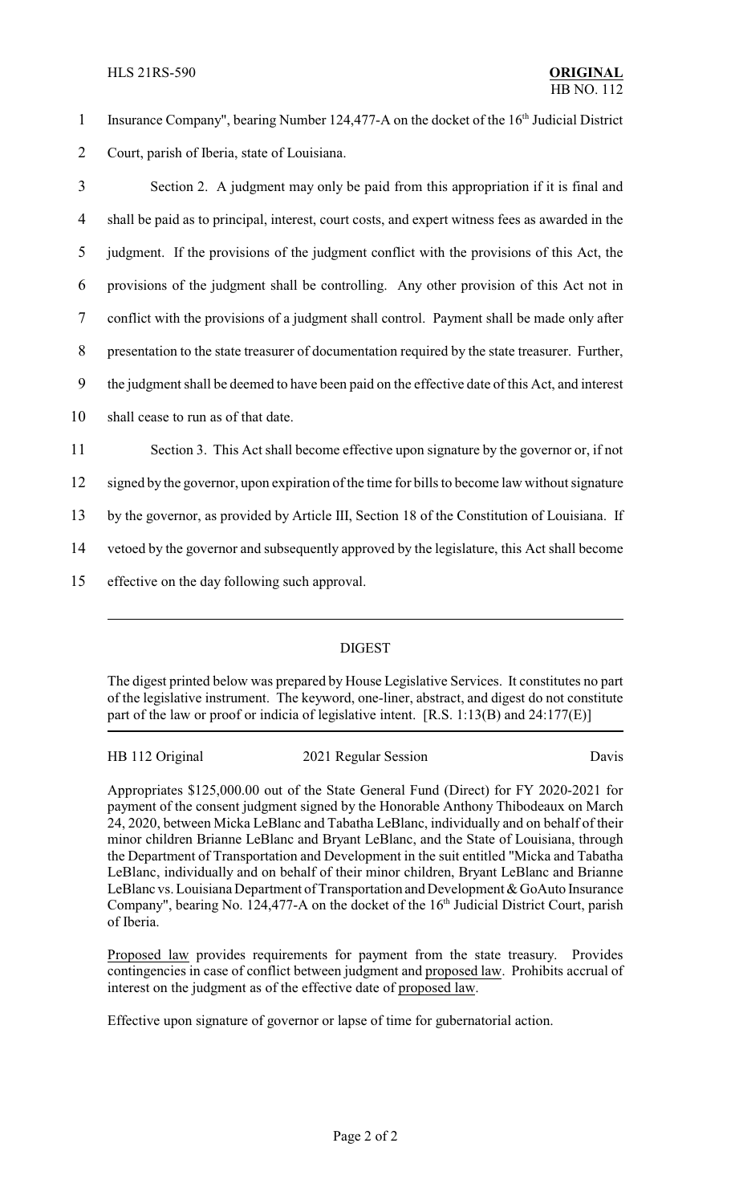Insurance Company", bearing Number 124,477-A on the docket of the 16th Judicial District Court, parish of Iberia, state of Louisiana.

Section 2. A judgment may only be paid from this appropriation if it is final and shall be paid as to principal, interest, court costs, and expert witness fees as awarded in the judgment. If the provisions of the judgment conflict with the provisions of this Act, the provisions of the judgment shall be controlling. Any other provision of this Act not in conflict with the provisions of a judgment shall control. Payment shall be made only after presentation to the state treasurer of documentation required by the state treasurer. Further, the judgment shall be deemed to have been paid on the effective date of this Act, and interest shall cease to run as of that date.

Section 3. This Act shall become effective upon signature by the governor or, if not signed by the governor, upon expiration of the time for bills to become law without signature by the governor, as provided by Article III, Section 18 of the Constitution of Louisiana. If vetoed by the governor and subsequently approved by the legislature, this Act shall become effective on the day following such approval.

## DIGEST

The digest printed below was prepared by House Legislative Services. It constitutes no part of the legislative instrument. The keyword, one-liner, abstract, and digest do not constitute part of the law or proof or indicia of legislative intent. [R.S. 1:13(B) and 24:177(E)]

HB 112 Original — 2021 Regular Session — Davis

Appropriates $125,000.00 out of the State General Fund (Direct) for FY 2020-2021 for payment of the consent judgment signed by the Honorable Anthony Thibodeaux on March 24, 2020, between Micka LeBlanc and Tabatha LeBlanc, individually and on behalf of their minor children Brianne LeBlanc and Bryant LeBlanc, and the State of Louisiana, through the Department of Transportation and Development in the suit entitled "Micka and Tabatha LeBlanc, individually and on behalf of their minor children, Bryant LeBlanc and Brianne LeBlanc vs. Louisiana Department of Transportation and Development & GoAuto Insurance Company", bearing No. 124,477-A on the docket of the 16th Judicial District Court, parish of Iberia.

Proposed law provides requirements for payment from the state treasury. Provides contingencies in case of conflict between judgment and proposed law. Prohibits accrual of interest on the judgment as of the effective date of proposed law.

Effective upon signature of governor or lapse of time for gubernatorial action.